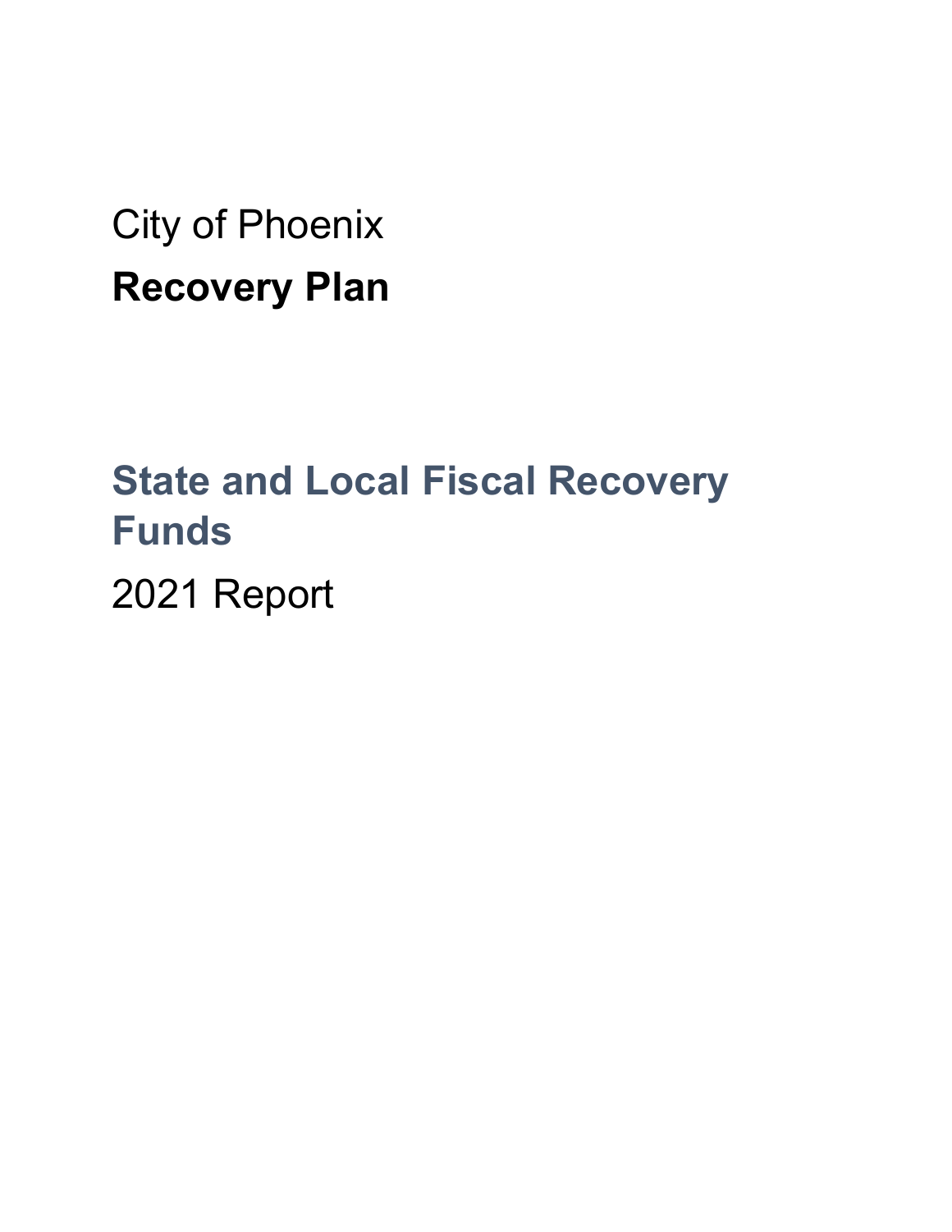City of Phoenix

# Recovery Plan

## State and Local Fiscal Recovery Funds

2021 Report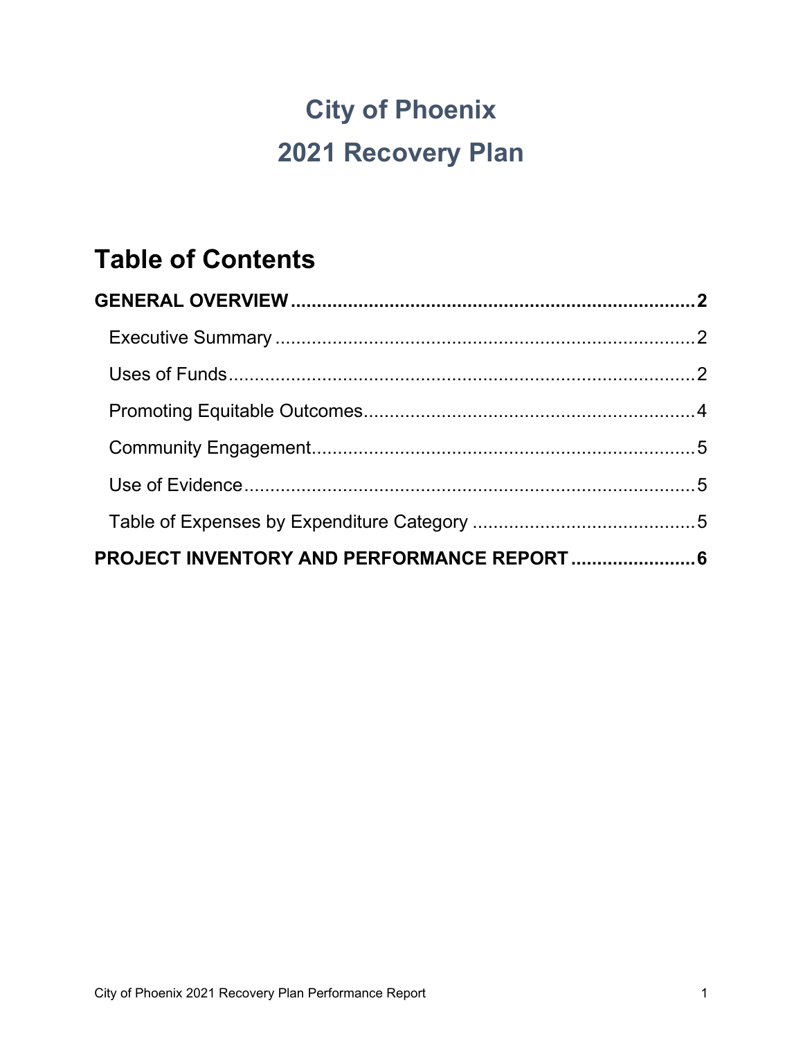# City of Phoenix
# 2021 Recovery Plan

## Table of Contents

**GENERAL OVERVIEW** .......... **2**

- Executive Summary .......... 2
- Uses of Funds .......... 2
- Promoting Equitable Outcomes .......... 4
- Community Engagement .......... 5
- Use of Evidence .......... 5
- Table of Expenses by Expenditure Category .......... 5

**PROJECT INVENTORY AND PERFORMANCE REPORT** .......... **6**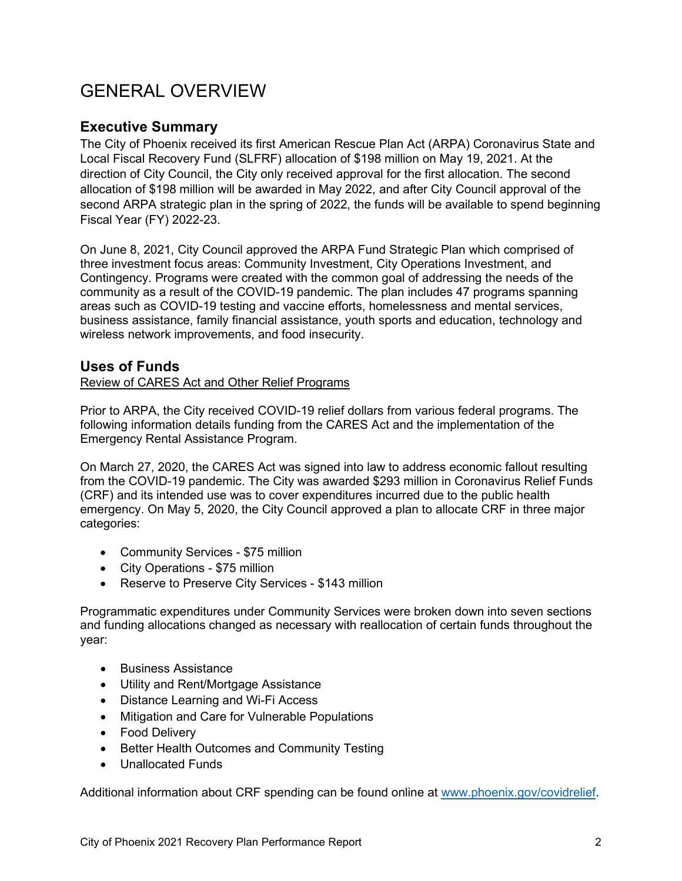# GENERAL OVERVIEW

## Executive Summary

The City of Phoenix received its first American Rescue Plan Act (ARPA) Coronavirus State and Local Fiscal Recovery Fund (SLFRF) allocation of $198 million on May 19, 2021. At the direction of City Council, the City only received approval for the first allocation. The second allocation of $198 million will be awarded in May 2022, and after City Council approval of the second ARPA strategic plan in the spring of 2022, the funds will be available to spend beginning Fiscal Year (FY) 2022-23.

On June 8, 2021, City Council approved the ARPA Fund Strategic Plan which comprised of three investment focus areas: Community Investment, City Operations Investment, and Contingency. Programs were created with the common goal of addressing the needs of the community as a result of the COVID-19 pandemic. The plan includes 47 programs spanning areas such as COVID-19 testing and vaccine efforts, homelessness and mental services, business assistance, family financial assistance, youth sports and education, technology and wireless network improvements, and food insecurity.

## Uses of Funds

Review of CARES Act and Other Relief Programs

Prior to ARPA, the City received COVID-19 relief dollars from various federal programs. The following information details funding from the CARES Act and the implementation of the Emergency Rental Assistance Program.

On March 27, 2020, the CARES Act was signed into law to address economic fallout resulting from the COVID-19 pandemic. The City was awarded $293 million in Coronavirus Relief Funds (CRF) and its intended use was to cover expenditures incurred due to the public health emergency. On May 5, 2020, the City Council approved a plan to allocate CRF in three major categories:

- Community Services - $75 million
- City Operations - $75 million
- Reserve to Preserve City Services - $143 million

Programmatic expenditures under Community Services were broken down into seven sections and funding allocations changed as necessary with reallocation of certain funds throughout the year:

- Business Assistance
- Utility and Rent/Mortgage Assistance
- Distance Learning and Wi-Fi Access
- Mitigation and Care for Vulnerable Populations
- Food Delivery
- Better Health Outcomes and Community Testing
- Unallocated Funds

Additional information about CRF spending can be found online at www.phoenix.gov/covidrelief.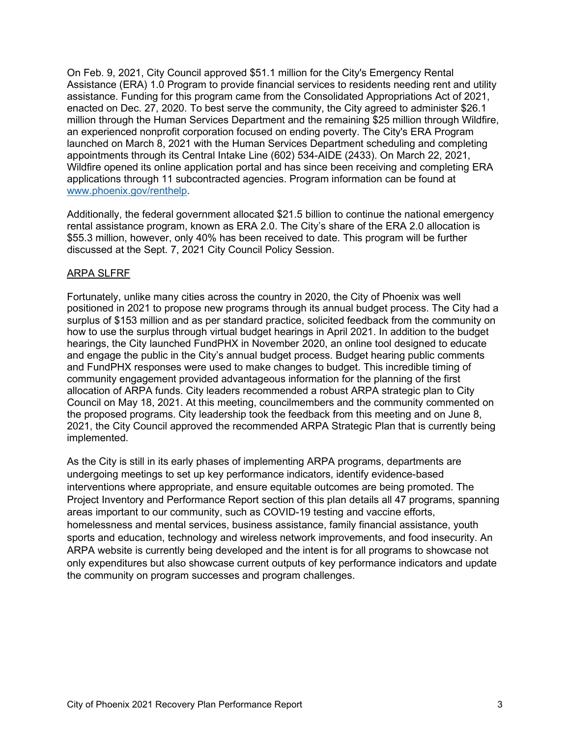On Feb. 9, 2021, City Council approved $51.1 million for the City's Emergency Rental Assistance (ERA) 1.0 Program to provide financial services to residents needing rent and utility assistance. Funding for this program came from the Consolidated Appropriations Act of 2021, enacted on Dec. 27, 2020. To best serve the community, the City agreed to administer $26.1 million through the Human Services Department and the remaining $25 million through Wildfire, an experienced nonprofit corporation focused on ending poverty. The City's ERA Program launched on March 8, 2021 with the Human Services Department scheduling and completing appointments through its Central Intake Line (602) 534-AIDE (2433). On March 22, 2021, Wildfire opened its online application portal and has since been receiving and completing ERA applications through 11 subcontracted agencies. Program information can be found at [www.phoenix.gov/renthelp](http://www.phoenix.gov/renthelp).

Additionally, the federal government allocated $21.5 billion to continue the national emergency rental assistance program, known as ERA 2.0. The City's share of the ERA 2.0 allocation is $55.3 million, however, only 40% has been received to date. This program will be further discussed at the Sept. 7, 2021 City Council Policy Session.

ARPA SLFRF

Fortunately, unlike many cities across the country in 2020, the City of Phoenix was well positioned in 2021 to propose new programs through its annual budget process. The City had a surplus of $153 million and as per standard practice, solicited feedback from the community on how to use the surplus through virtual budget hearings in April 2021. In addition to the budget hearings, the City launched FundPHX in November 2020, an online tool designed to educate and engage the public in the City's annual budget process. Budget hearing public comments and FundPHX responses were used to make changes to budget. This incredible timing of community engagement provided advantageous information for the planning of the first allocation of ARPA funds. City leaders recommended a robust ARPA strategic plan to City Council on May 18, 2021. At this meeting, councilmembers and the community commented on the proposed programs. City leadership took the feedback from this meeting and on June 8, 2021, the City Council approved the recommended ARPA Strategic Plan that is currently being implemented.

As the City is still in its early phases of implementing ARPA programs, departments are undergoing meetings to set up key performance indicators, identify evidence-based interventions where appropriate, and ensure equitable outcomes are being promoted. The Project Inventory and Performance Report section of this plan details all 47 programs, spanning areas important to our community, such as COVID-19 testing and vaccine efforts, homelessness and mental services, business assistance, family financial assistance, youth sports and education, technology and wireless network improvements, and food insecurity. An ARPA website is currently being developed and the intent is for all programs to showcase not only expenditures but also showcase current outputs of key performance indicators and update the community on program successes and program challenges.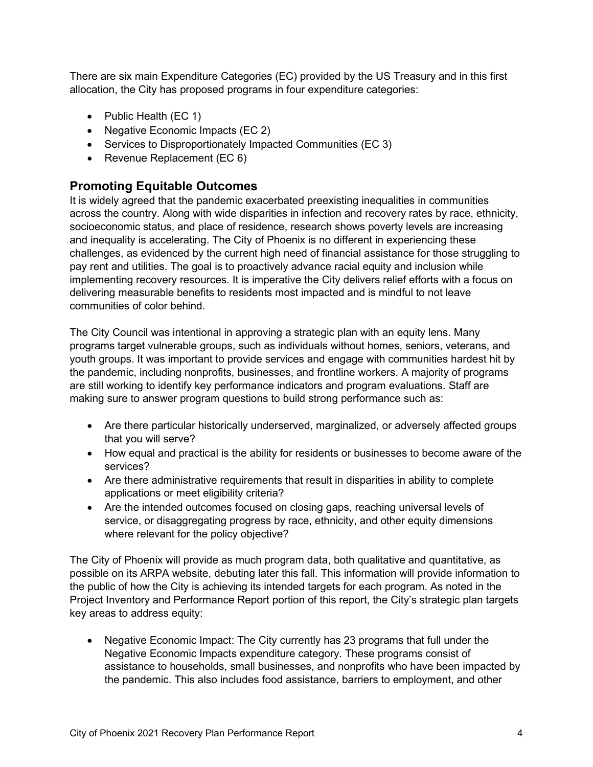There are six main Expenditure Categories (EC) provided by the US Treasury and in this first allocation, the City has proposed programs in four expenditure categories:

- Public Health (EC 1)
- Negative Economic Impacts (EC 2)
- Services to Disproportionately Impacted Communities (EC 3)
- Revenue Replacement (EC 6)

## Promoting Equitable Outcomes

It is widely agreed that the pandemic exacerbated preexisting inequalities in communities across the country. Along with wide disparities in infection and recovery rates by race, ethnicity, socioeconomic status, and place of residence, research shows poverty levels are increasing and inequality is accelerating. The City of Phoenix is no different in experiencing these challenges, as evidenced by the current high need of financial assistance for those struggling to pay rent and utilities. The goal is to proactively advance racial equity and inclusion while implementing recovery resources. It is imperative the City delivers relief efforts with a focus on delivering measurable benefits to residents most impacted and is mindful to not leave communities of color behind.

The City Council was intentional in approving a strategic plan with an equity lens. Many programs target vulnerable groups, such as individuals without homes, seniors, veterans, and youth groups. It was important to provide services and engage with communities hardest hit by the pandemic, including nonprofits, businesses, and frontline workers. A majority of programs are still working to identify key performance indicators and program evaluations. Staff are making sure to answer program questions to build strong performance such as:

- Are there particular historically underserved, marginalized, or adversely affected groups that you will serve?
- How equal and practical is the ability for residents or businesses to become aware of the services?
- Are there administrative requirements that result in disparities in ability to complete applications or meet eligibility criteria?
- Are the intended outcomes focused on closing gaps, reaching universal levels of service, or disaggregating progress by race, ethnicity, and other equity dimensions where relevant for the policy objective?

The City of Phoenix will provide as much program data, both qualitative and quantitative, as possible on its ARPA website, debuting later this fall. This information will provide information to the public of how the City is achieving its intended targets for each program. As noted in the Project Inventory and Performance Report portion of this report, the City's strategic plan targets key areas to address equity:

- Negative Economic Impact: The City currently has 23 programs that full under the Negative Economic Impacts expenditure category. These programs consist of assistance to households, small businesses, and nonprofits who have been impacted by the pandemic. This also includes food assistance, barriers to employment, and other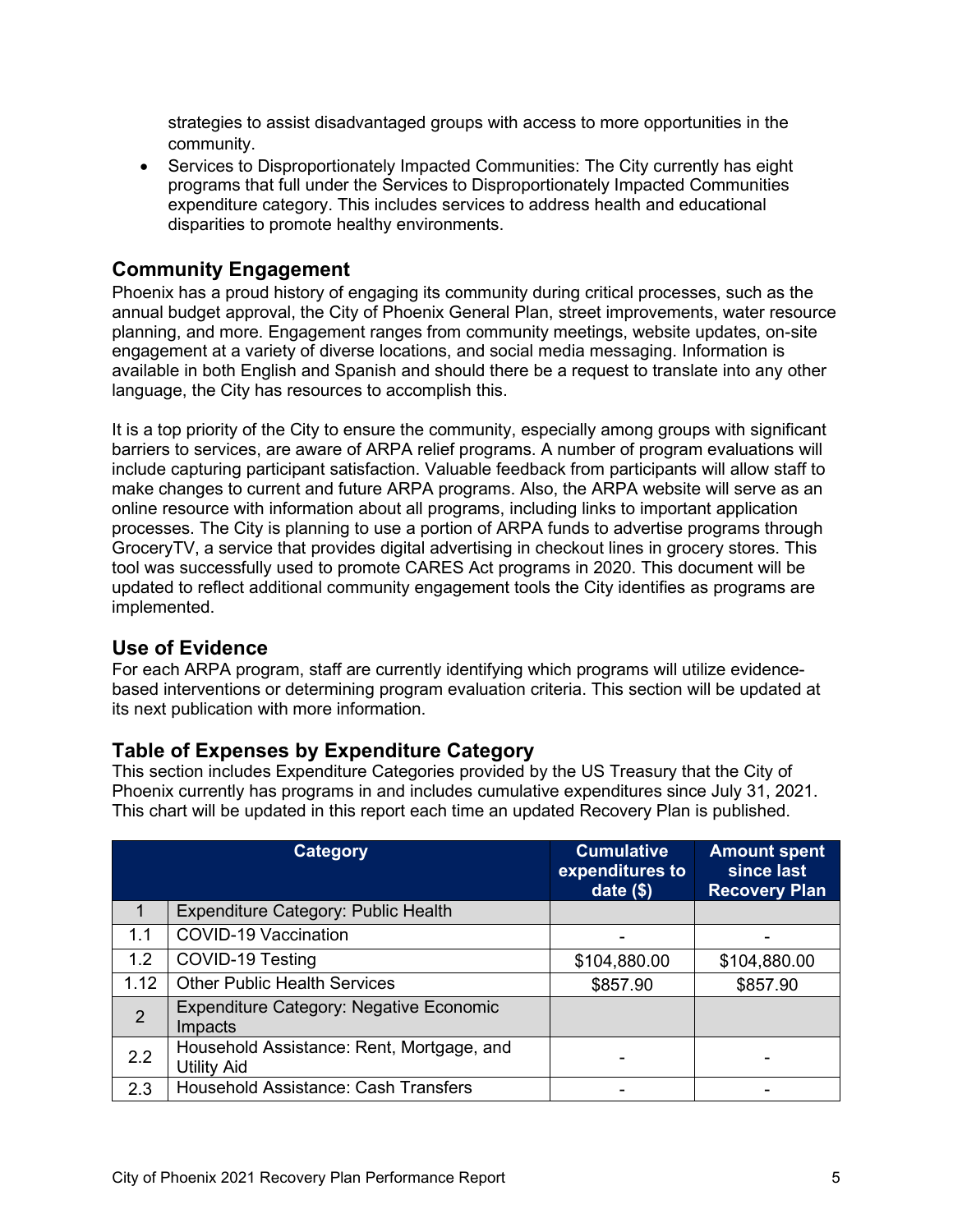strategies to assist disadvantaged groups with access to more opportunities in the community.

- Services to Disproportionately Impacted Communities: The City currently has eight programs that full under the Services to Disproportionately Impacted Communities expenditure category. This includes services to address health and educational disparities to promote healthy environments.

## Community Engagement

Phoenix has a proud history of engaging its community during critical processes, such as the annual budget approval, the City of Phoenix General Plan, street improvements, water resource planning, and more. Engagement ranges from community meetings, website updates, on-site engagement at a variety of diverse locations, and social media messaging. Information is available in both English and Spanish and should there be a request to translate into any other language, the City has resources to accomplish this.

It is a top priority of the City to ensure the community, especially among groups with significant barriers to services, are aware of ARPA relief programs. A number of program evaluations will include capturing participant satisfaction. Valuable feedback from participants will allow staff to make changes to current and future ARPA programs. Also, the ARPA website will serve as an online resource with information about all programs, including links to important application processes. The City is planning to use a portion of ARPA funds to advertise programs through GroceryTV, a service that provides digital advertising in checkout lines in grocery stores. This tool was successfully used to promote CARES Act programs in 2020. This document will be updated to reflect additional community engagement tools the City identifies as programs are implemented.

## Use of Evidence

For each ARPA program, staff are currently identifying which programs will utilize evidence-based interventions or determining program evaluation criteria. This section will be updated at its next publication with more information.

## Table of Expenses by Expenditure Category

This section includes Expenditure Categories provided by the US Treasury that the City of Phoenix currently has programs in and includes cumulative expenditures since July 31, 2021. This chart will be updated in this report each time an updated Recovery Plan is published.

| | Category | Cumulative expenditures to date ($) | Amount spent since last Recovery Plan |
|---|---|---|---|
| 1 | Expenditure Category: Public Health | | |
| 1.1 | COVID-19 Vaccination | - | - |
| 1.2 | COVID-19 Testing | $104,880.00 | $104,880.00 |
| 1.12 | Other Public Health Services | $857.90 | $857.90 |
| 2 | Expenditure Category: Negative Economic Impacts | | |
| 2.2 | Household Assistance: Rent, Mortgage, and Utility Aid | - | - |
| 2.3 | Household Assistance: Cash Transfers | - | - |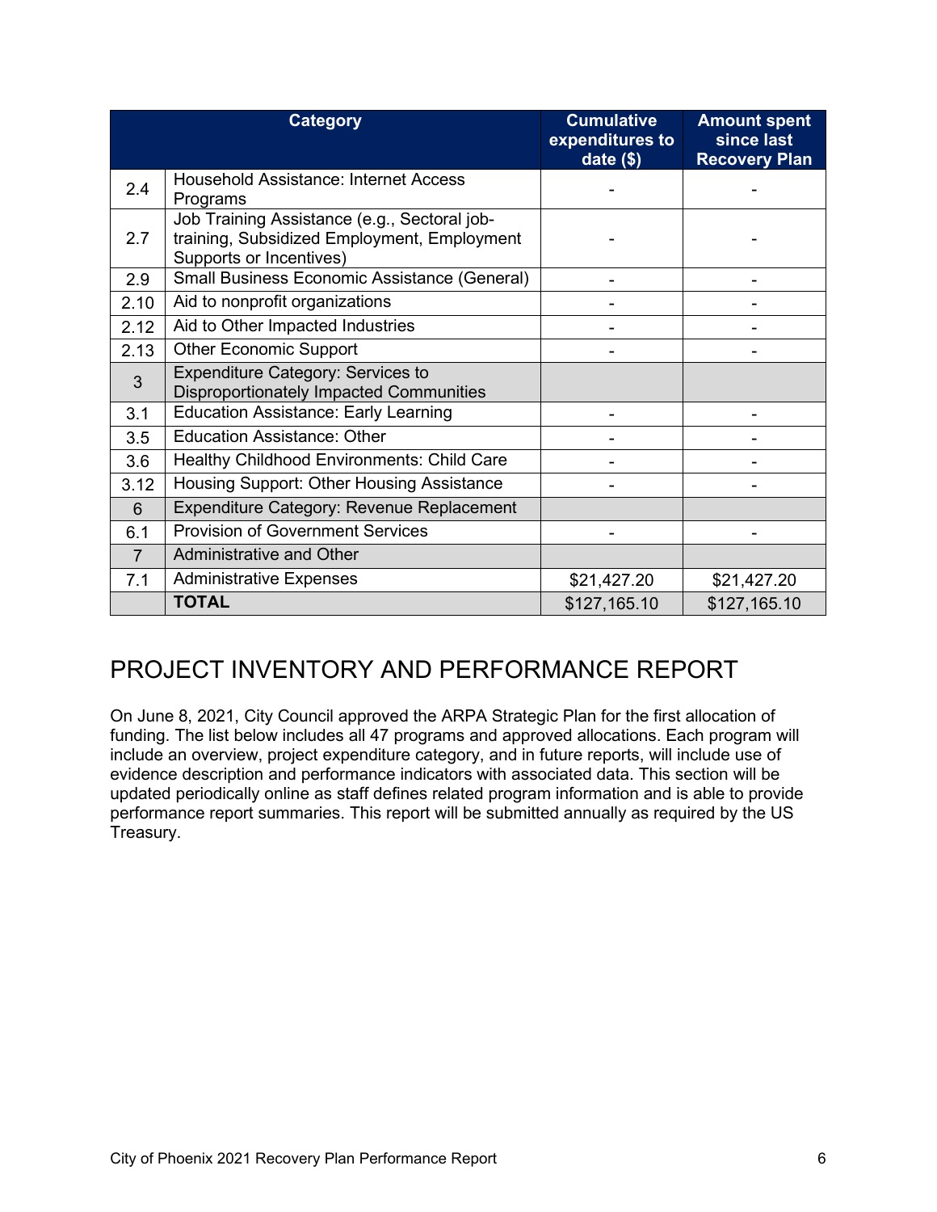| | Category | Cumulative expenditures to date ($) | Amount spent since last Recovery Plan |
|---|---|---|---|
| 2.4 | Household Assistance: Internet Access Programs | - | - |
| 2.7 | Job Training Assistance (e.g., Sectoral job-training, Subsidized Employment, Employment Supports or Incentives) | - | - |
| 2.9 | Small Business Economic Assistance (General) | - | - |
| 2.10 | Aid to nonprofit organizations | - | - |
| 2.12 | Aid to Other Impacted Industries | - | - |
| 2.13 | Other Economic Support | - | - |
| 3 | Expenditure Category: Services to Disproportionately Impacted Communities | | |
| 3.1 | Education Assistance: Early Learning | - | - |
| 3.5 | Education Assistance: Other | - | - |
| 3.6 | Healthy Childhood Environments: Child Care | - | - |
| 3.12 | Housing Support: Other Housing Assistance | - | - |
| 6 | Expenditure Category: Revenue Replacement | | |
| 6.1 | Provision of Government Services | - | - |
| 7 | Administrative and Other | | |
| 7.1 | Administrative Expenses | $21,427.20 | $21,427.20 |
| | **TOTAL** | $127,165.10 | $127,165.10 |

# PROJECT INVENTORY AND PERFORMANCE REPORT

On June 8, 2021, City Council approved the ARPA Strategic Plan for the first allocation of funding. The list below includes all 47 programs and approved allocations. Each program will include an overview, project expenditure category, and in future reports, will include use of evidence description and performance indicators with associated data. This section will be updated periodically online as staff defines related program information and is able to provide performance report summaries. This report will be submitted annually as required by the US Treasury.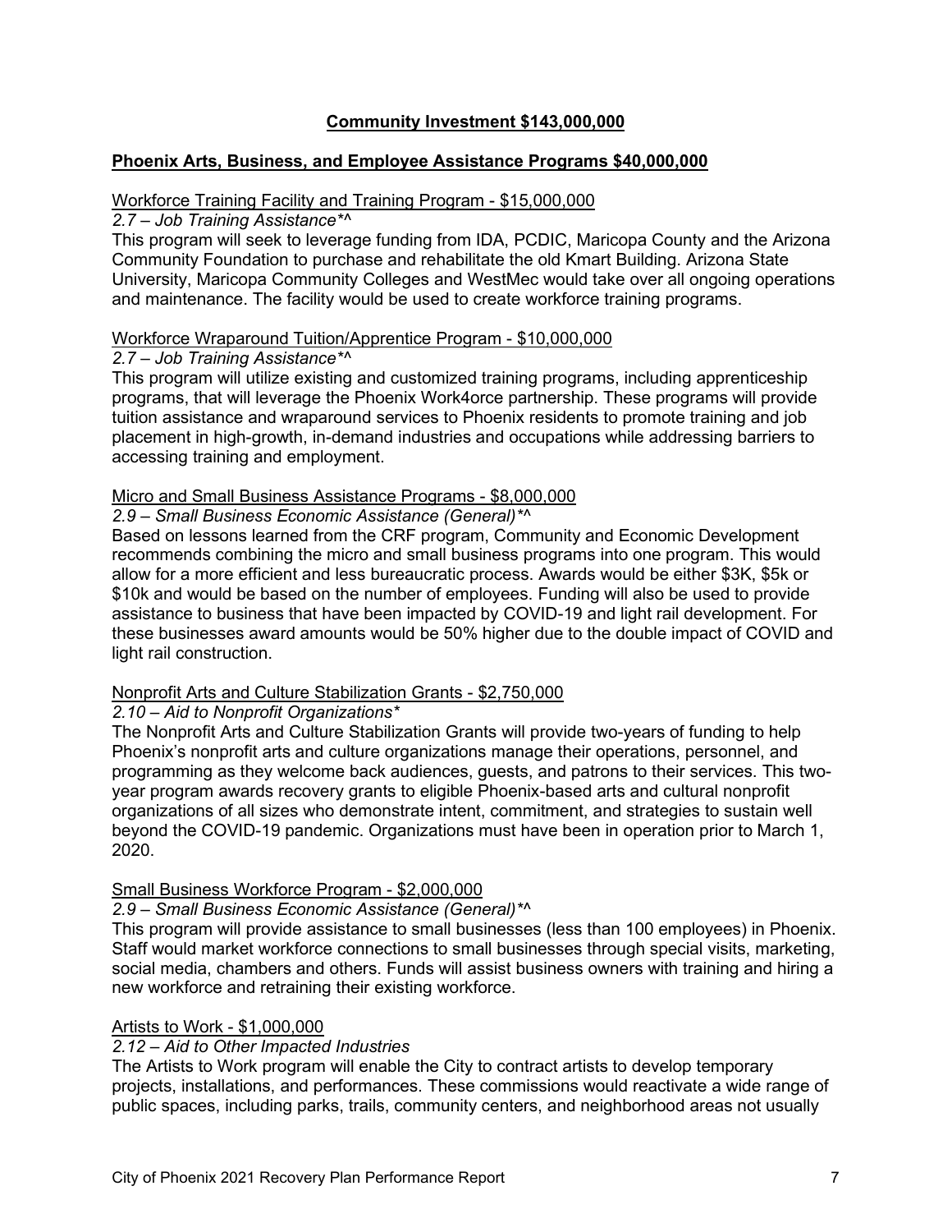## Community Investment $143,000,000

### Phoenix Arts, Business, and Employee Assistance Programs $40,000,000

Workforce Training Facility and Training Program - $15,000,000

*2.7 – Job Training Assistance*^*

This program will seek to leverage funding from IDA, PCDIC, Maricopa County and the Arizona Community Foundation to purchase and rehabilitate the old Kmart Building. Arizona State University, Maricopa Community Colleges and WestMec would take over all ongoing operations and maintenance. The facility would be used to create workforce training programs.

Workforce Wraparound Tuition/Apprentice Program - $10,000,000

*2.7 – Job Training Assistance*^*

This program will utilize existing and customized training programs, including apprenticeship programs, that will leverage the Phoenix Work4orce partnership. These programs will provide tuition assistance and wraparound services to Phoenix residents to promote training and job placement in high-growth, in-demand industries and occupations while addressing barriers to accessing training and employment.

Micro and Small Business Assistance Programs - $8,000,000

*2.9 – Small Business Economic Assistance (General)*^*

Based on lessons learned from the CRF program, Community and Economic Development recommends combining the micro and small business programs into one program. This would allow for a more efficient and less bureaucratic process. Awards would be either $3K, $5k or $10k and would be based on the number of employees. Funding will also be used to provide assistance to business that have been impacted by COVID-19 and light rail development. For these businesses award amounts would be 50% higher due to the double impact of COVID and light rail construction.

Nonprofit Arts and Culture Stabilization Grants - $2,750,000

*2.10 – Aid to Nonprofit Organizations**

The Nonprofit Arts and Culture Stabilization Grants will provide two-years of funding to help Phoenix's nonprofit arts and culture organizations manage their operations, personnel, and programming as they welcome back audiences, guests, and patrons to their services. This two-year program awards recovery grants to eligible Phoenix-based arts and cultural nonprofit organizations of all sizes who demonstrate intent, commitment, and strategies to sustain well beyond the COVID-19 pandemic. Organizations must have been in operation prior to March 1, 2020.

Small Business Workforce Program - $2,000,000

*2.9 – Small Business Economic Assistance (General)*^*

This program will provide assistance to small businesses (less than 100 employees) in Phoenix. Staff would market workforce connections to small businesses through special visits, marketing, social media, chambers and others. Funds will assist business owners with training and hiring a new workforce and retraining their existing workforce.

Artists to Work - $1,000,000

*2.12 – Aid to Other Impacted Industries*

The Artists to Work program will enable the City to contract artists to develop temporary projects, installations, and performances. These commissions would reactivate a wide range of public spaces, including parks, trails, community centers, and neighborhood areas not usually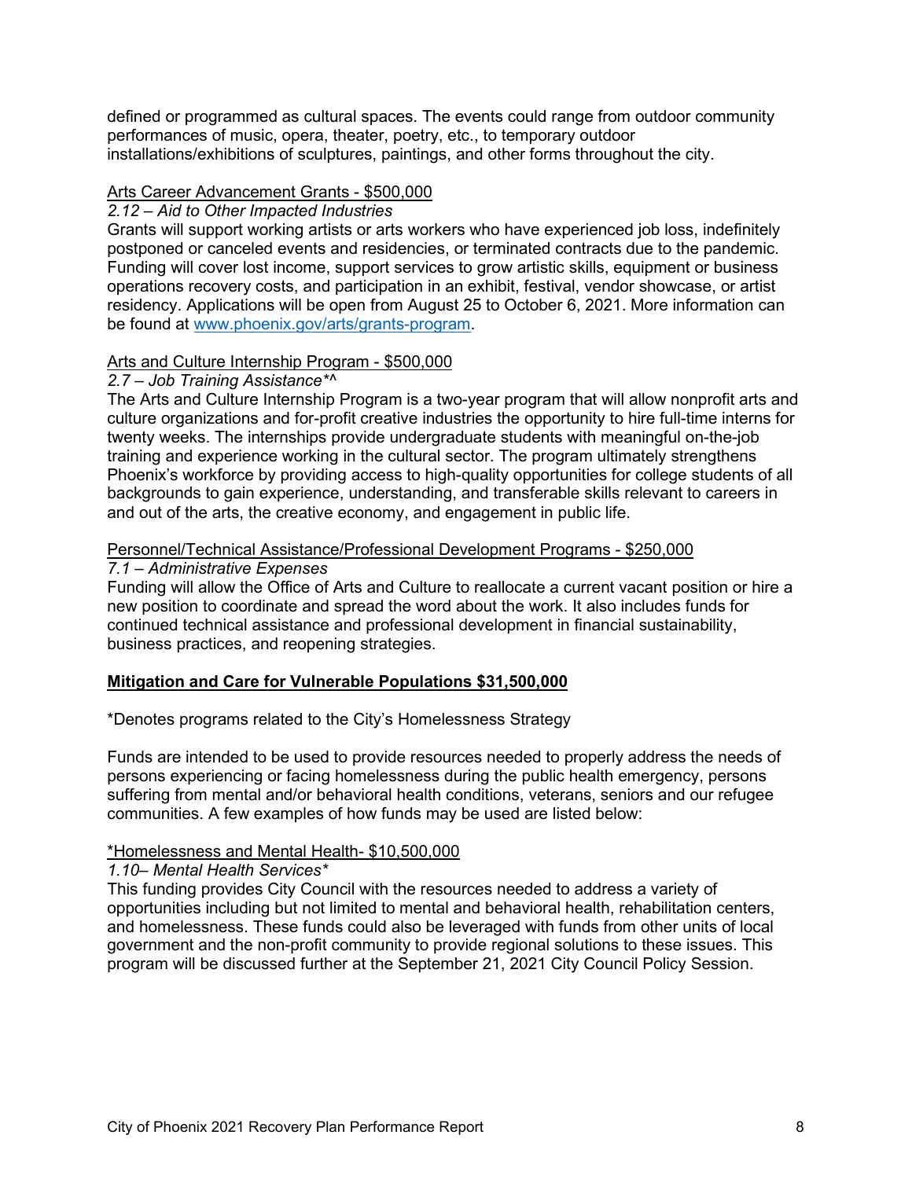defined or programmed as cultural spaces. The events could range from outdoor community performances of music, opera, theater, poetry, etc., to temporary outdoor installations/exhibitions of sculptures, paintings, and other forms throughout the city.

Arts Career Advancement Grants - $500,000

*2.12 – Aid to Other Impacted Industries*

Grants will support working artists or arts workers who have experienced job loss, indefinitely postponed or canceled events and residencies, or terminated contracts due to the pandemic. Funding will cover lost income, support services to grow artistic skills, equipment or business operations recovery costs, and participation in an exhibit, festival, vendor showcase, or artist residency. Applications will be open from August 25 to October 6, 2021. More information can be found at [www.phoenix.gov/arts/grants-program](www.phoenix.gov/arts/grants-program).

Arts and Culture Internship Program - $500,000

*2.7 – Job Training Assistance*^*

The Arts and Culture Internship Program is a two-year program that will allow nonprofit arts and culture organizations and for-profit creative industries the opportunity to hire full-time interns for twenty weeks. The internships provide undergraduate students with meaningful on-the-job training and experience working in the cultural sector. The program ultimately strengthens Phoenix's workforce by providing access to high-quality opportunities for college students of all backgrounds to gain experience, understanding, and transferable skills relevant to careers in and out of the arts, the creative economy, and engagement in public life.

Personnel/Technical Assistance/Professional Development Programs - $250,000

*7.1 – Administrative Expenses*

Funding will allow the Office of Arts and Culture to reallocate a current vacant position or hire a new position to coordinate and spread the word about the work. It also includes funds for continued technical assistance and professional development in financial sustainability, business practices, and reopening strategies.

**Mitigation and Care for Vulnerable Populations $31,500,000**

*Denotes programs related to the City's Homelessness Strategy

Funds are intended to be used to provide resources needed to properly address the needs of persons experiencing or facing homelessness during the public health emergency, persons suffering from mental and/or behavioral health conditions, veterans, seniors and our refugee communities. A few examples of how funds may be used are listed below:

*Homelessness and Mental Health- $10,500,000

*1.10– Mental Health Services**

This funding provides City Council with the resources needed to address a variety of opportunities including but not limited to mental and behavioral health, rehabilitation centers, and homelessness. These funds could also be leveraged with funds from other units of local government and the non-profit community to provide regional solutions to these issues. This program will be discussed further at the September 21, 2021 City Council Policy Session.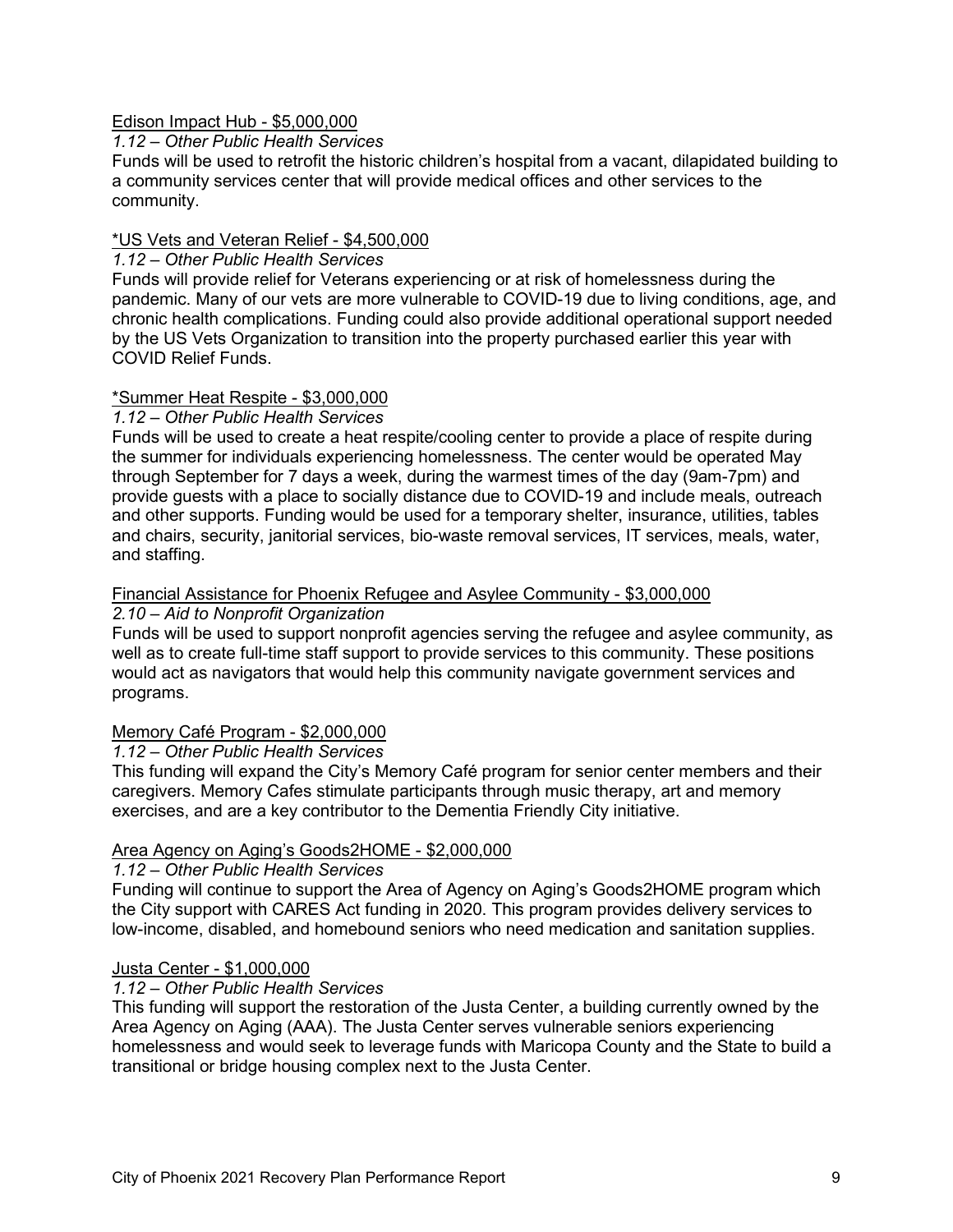Edison Impact Hub - $5,000,000

*1.12 – Other Public Health Services*

Funds will be used to retrofit the historic children's hospital from a vacant, dilapidated building to a community services center that will provide medical offices and other services to the community.

*US Vets and Veteran Relief - $4,500,000

*1.12 – Other Public Health Services*

Funds will provide relief for Veterans experiencing or at risk of homelessness during the pandemic. Many of our vets are more vulnerable to COVID-19 due to living conditions, age, and chronic health complications. Funding could also provide additional operational support needed by the US Vets Organization to transition into the property purchased earlier this year with COVID Relief Funds.

*Summer Heat Respite - $3,000,000

*1.12 – Other Public Health Services*

Funds will be used to create a heat respite/cooling center to provide a place of respite during the summer for individuals experiencing homelessness. The center would be operated May through September for 7 days a week, during the warmest times of the day (9am-7pm) and provide guests with a place to socially distance due to COVID-19 and include meals, outreach and other supports. Funding would be used for a temporary shelter, insurance, utilities, tables and chairs, security, janitorial services, bio-waste removal services, IT services, meals, water, and staffing.

Financial Assistance for Phoenix Refugee and Asylee Community - $3,000,000

*2.10 – Aid to Nonprofit Organization*

Funds will be used to support nonprofit agencies serving the refugee and asylee community, as well as to create full-time staff support to provide services to this community. These positions would act as navigators that would help this community navigate government services and programs.

Memory Café Program - $2,000,000

*1.12 – Other Public Health Services*

This funding will expand the City's Memory Café program for senior center members and their caregivers. Memory Cafes stimulate participants through music therapy, art and memory exercises, and are a key contributor to the Dementia Friendly City initiative.

Area Agency on Aging's Goods2HOME - $2,000,000

*1.12 – Other Public Health Services*

Funding will continue to support the Area of Agency on Aging's Goods2HOME program which the City support with CARES Act funding in 2020. This program provides delivery services to low-income, disabled, and homebound seniors who need medication and sanitation supplies.

Justa Center - $1,000,000

*1.12 – Other Public Health Services*

This funding will support the restoration of the Justa Center, a building currently owned by the Area Agency on Aging (AAA). The Justa Center serves vulnerable seniors experiencing homelessness and would seek to leverage funds with Maricopa County and the State to build a transitional or bridge housing complex next to the Justa Center.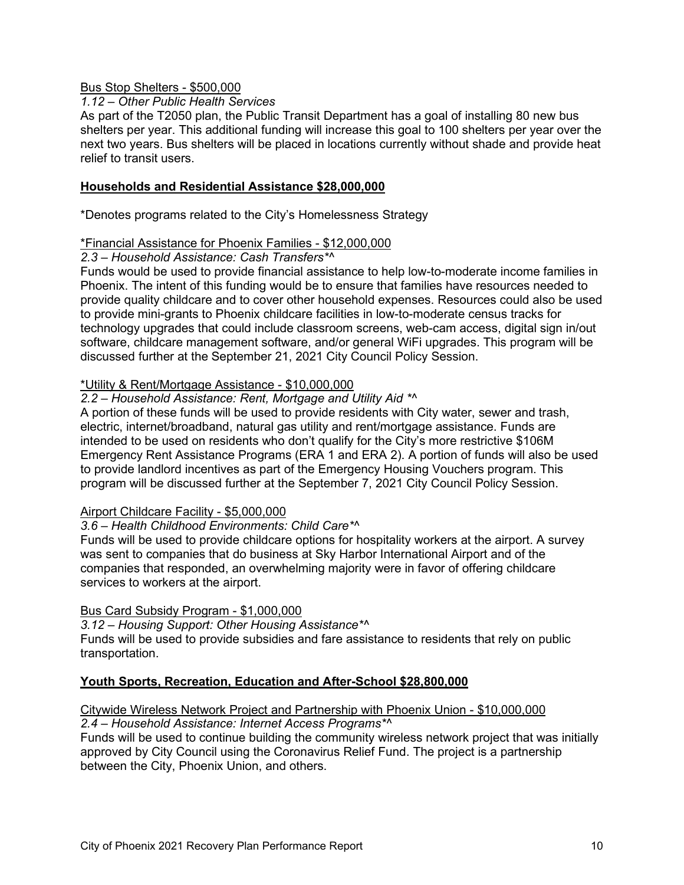Bus Stop Shelters - $500,000

*1.12 – Other Public Health Services*

As part of the T2050 plan, the Public Transit Department has a goal of installing 80 new bus shelters per year. This additional funding will increase this goal to 100 shelters per year over the next two years. Bus shelters will be placed in locations currently without shade and provide heat relief to transit users.

**Households and Residential Assistance $28,000,000**

*Denotes programs related to the City's Homelessness Strategy

*Financial Assistance for Phoenix Families - $12,000,000

*2.3 – Household Assistance: Cash Transfers*^*

Funds would be used to provide financial assistance to help low-to-moderate income families in Phoenix. The intent of this funding would be to ensure that families have resources needed to provide quality childcare and to cover other household expenses. Resources could also be used to provide mini-grants to Phoenix childcare facilities in low-to-moderate census tracks for technology upgrades that could include classroom screens, web-cam access, digital sign in/out software, childcare management software, and/or general WiFi upgrades. This program will be discussed further at the September 21, 2021 City Council Policy Session.

*Utility & Rent/Mortgage Assistance - $10,000,000

*2.2 – Household Assistance: Rent, Mortgage and Utility Aid *^*

A portion of these funds will be used to provide residents with City water, sewer and trash, electric, internet/broadband, natural gas utility and rent/mortgage assistance. Funds are intended to be used on residents who don't qualify for the City's more restrictive $106M Emergency Rent Assistance Programs (ERA 1 and ERA 2). A portion of funds will also be used to provide landlord incentives as part of the Emergency Housing Vouchers program. This program will be discussed further at the September 7, 2021 City Council Policy Session.

Airport Childcare Facility - $5,000,000

*3.6 – Health Childhood Environments: Child Care*^*

Funds will be used to provide childcare options for hospitality workers at the airport. A survey was sent to companies that do business at Sky Harbor International Airport and of the companies that responded, an overwhelming majority were in favor of offering childcare services to workers at the airport.

Bus Card Subsidy Program - $1,000,000

*3.12 – Housing Support: Other Housing Assistance*^*

Funds will be used to provide subsidies and fare assistance to residents that rely on public transportation.

**Youth Sports, Recreation, Education and After-School $28,800,000**

Citywide Wireless Network Project and Partnership with Phoenix Union - $10,000,000

*2.4 – Household Assistance: Internet Access Programs*^*

Funds will be used to continue building the community wireless network project that was initially approved by City Council using the Coronavirus Relief Fund. The project is a partnership between the City, Phoenix Union, and others.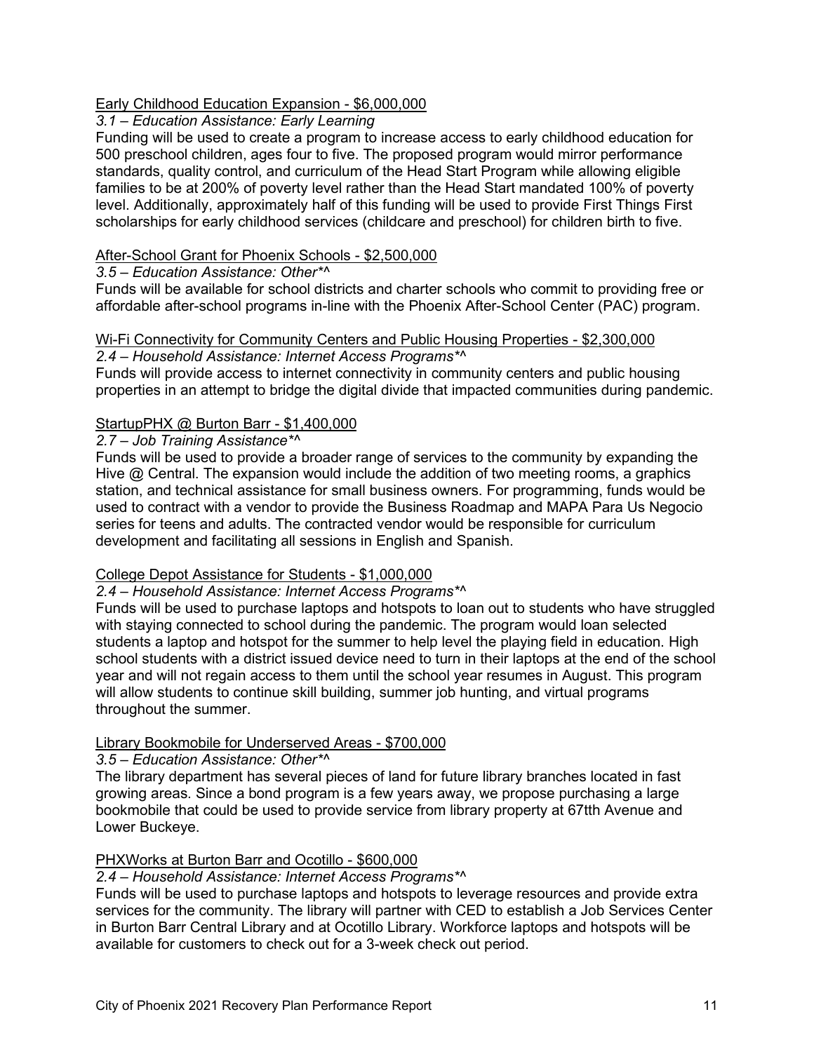Early Childhood Education Expansion - $6,000,000

*3.1 – Education Assistance: Early Learning*

Funding will be used to create a program to increase access to early childhood education for 500 preschool children, ages four to five. The proposed program would mirror performance standards, quality control, and curriculum of the Head Start Program while allowing eligible families to be at 200% of poverty level rather than the Head Start mandated 100% of poverty level. Additionally, approximately half of this funding will be used to provide First Things First scholarships for early childhood services (childcare and preschool) for children birth to five.

After-School Grant for Phoenix Schools - $2,500,000

*3.5 – Education Assistance: Other*^*

Funds will be available for school districts and charter schools who commit to providing free or affordable after-school programs in-line with the Phoenix After-School Center (PAC) program.

Wi-Fi Connectivity for Community Centers and Public Housing Properties - $2,300,000

*2.4 – Household Assistance: Internet Access Programs*^*

Funds will provide access to internet connectivity in community centers and public housing properties in an attempt to bridge the digital divide that impacted communities during pandemic.

StartupPHX @ Burton Barr - $1,400,000

*2.7 – Job Training Assistance*^*

Funds will be used to provide a broader range of services to the community by expanding the Hive @ Central. The expansion would include the addition of two meeting rooms, a graphics station, and technical assistance for small business owners. For programming, funds would be used to contract with a vendor to provide the Business Roadmap and MAPA Para Us Negocio series for teens and adults. The contracted vendor would be responsible for curriculum development and facilitating all sessions in English and Spanish.

College Depot Assistance for Students - $1,000,000

*2.4 – Household Assistance: Internet Access Programs*^*

Funds will be used to purchase laptops and hotspots to loan out to students who have struggled with staying connected to school during the pandemic. The program would loan selected students a laptop and hotspot for the summer to help level the playing field in education. High school students with a district issued device need to turn in their laptops at the end of the school year and will not regain access to them until the school year resumes in August. This program will allow students to continue skill building, summer job hunting, and virtual programs throughout the summer.

Library Bookmobile for Underserved Areas - $700,000

*3.5 – Education Assistance: Other*^*

The library department has several pieces of land for future library branches located in fast growing areas. Since a bond program is a few years away, we propose purchasing a large bookmobile that could be used to provide service from library property at 67tth Avenue and Lower Buckeye.

PHXWorks at Burton Barr and Ocotillo - $600,000

*2.4 – Household Assistance: Internet Access Programs*^*

Funds will be used to purchase laptops and hotspots to leverage resources and provide extra services for the community. The library will partner with CED to establish a Job Services Center in Burton Barr Central Library and at Ocotillo Library. Workforce laptops and hotspots will be available for customers to check out for a 3-week check out period.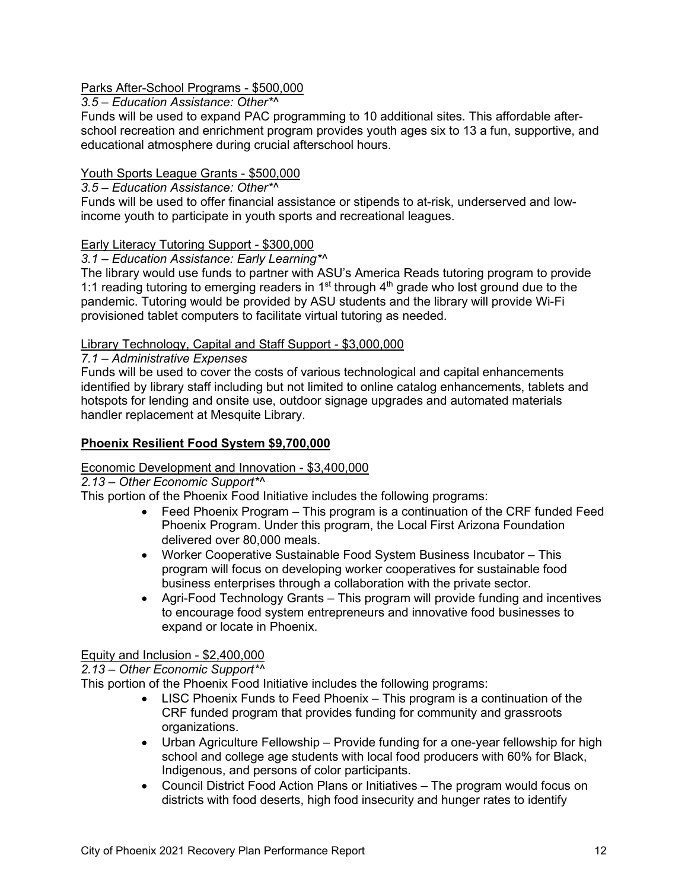Parks After-School Programs - $500,000

*3.5 – Education Assistance: Other*^*

Funds will be used to expand PAC programming to 10 additional sites. This affordable after-school recreation and enrichment program provides youth ages six to 13 a fun, supportive, and educational atmosphere during crucial afterschool hours.

Youth Sports League Grants - $500,000

*3.5 – Education Assistance: Other*^*

Funds will be used to offer financial assistance or stipends to at-risk, underserved and low-income youth to participate in youth sports and recreational leagues.

Early Literacy Tutoring Support - $300,000

*3.1 – Education Assistance: Early Learning*^*

The library would use funds to partner with ASU's America Reads tutoring program to provide 1:1 reading tutoring to emerging readers in 1st through 4th grade who lost ground due to the pandemic. Tutoring would be provided by ASU students and the library will provide Wi-Fi provisioned tablet computers to facilitate virtual tutoring as needed.

Library Technology, Capital and Staff Support - $3,000,000

*7.1 – Administrative Expenses*

Funds will be used to cover the costs of various technological and capital enhancements identified by library staff including but not limited to online catalog enhancements, tablets and hotspots for lending and onsite use, outdoor signage upgrades and automated materials handler replacement at Mesquite Library.

**Phoenix Resilient Food System $9,700,000**

Economic Development and Innovation - $3,400,000

*2.13 – Other Economic Support*^*

This portion of the Phoenix Food Initiative includes the following programs:

- Feed Phoenix Program – This program is a continuation of the CRF funded Feed Phoenix Program. Under this program, the Local First Arizona Foundation delivered over 80,000 meals.
- Worker Cooperative Sustainable Food System Business Incubator – This program will focus on developing worker cooperatives for sustainable food business enterprises through a collaboration with the private sector.
- Agri-Food Technology Grants – This program will provide funding and incentives to encourage food system entrepreneurs and innovative food businesses to expand or locate in Phoenix.

Equity and Inclusion - $2,400,000

*2.13 – Other Economic Support*^*

This portion of the Phoenix Food Initiative includes the following programs:

- LISC Phoenix Funds to Feed Phoenix – This program is a continuation of the CRF funded program that provides funding for community and grassroots organizations.
- Urban Agriculture Fellowship – Provide funding for a one-year fellowship for high school and college age students with local food producers with 60% for Black, Indigenous, and persons of color participants.
- Council District Food Action Plans or Initiatives – The program would focus on districts with food deserts, high food insecurity and hunger rates to identify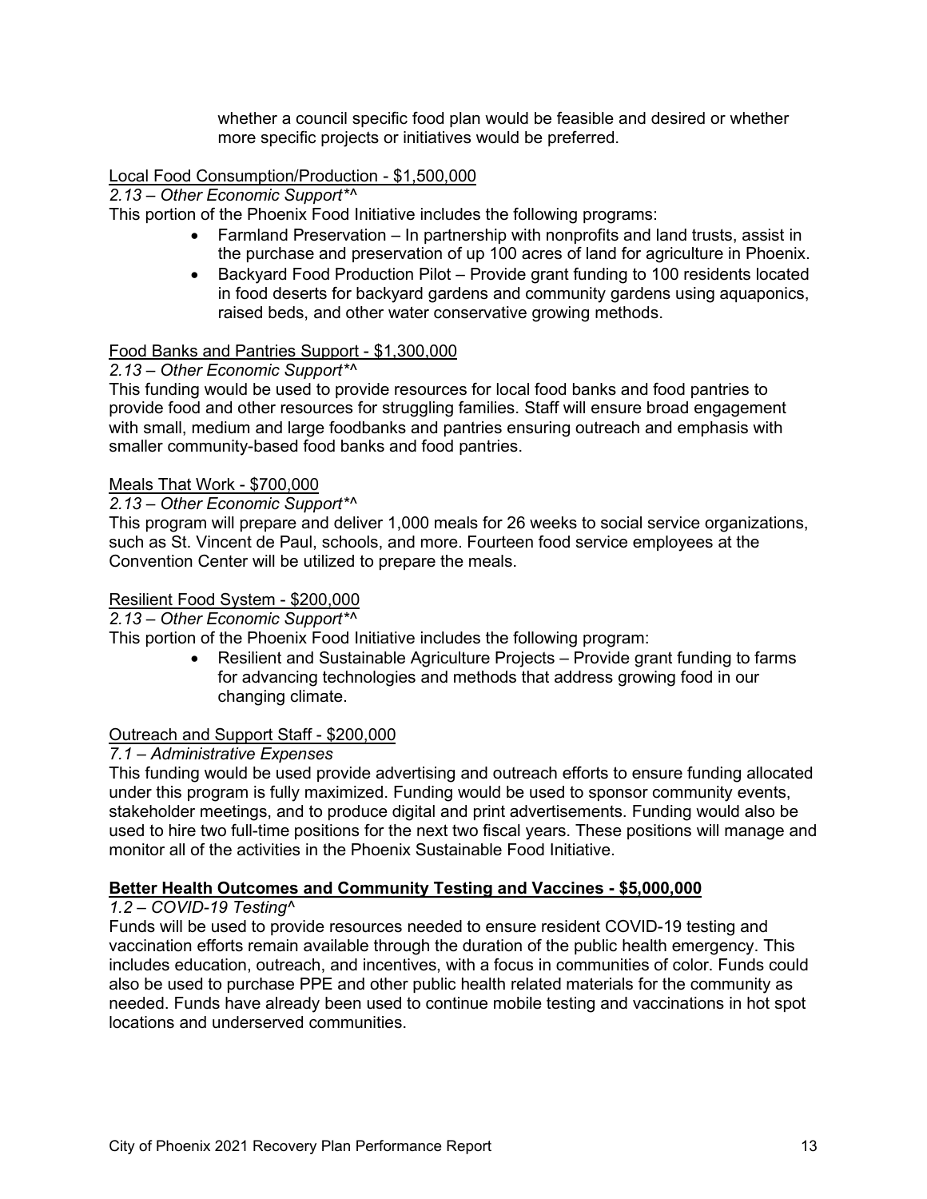whether a council specific food plan would be feasible and desired or whether more specific projects or initiatives would be preferred.

<u>Local Food Consumption/Production - $1,500,000</u>

*2.13 – Other Economic Support*^*

This portion of the Phoenix Food Initiative includes the following programs:

- Farmland Preservation – In partnership with nonprofits and land trusts, assist in the purchase and preservation of up 100 acres of land for agriculture in Phoenix.
- Backyard Food Production Pilot – Provide grant funding to 100 residents located in food deserts for backyard gardens and community gardens using aquaponics, raised beds, and other water conservative growing methods.

<u>Food Banks and Pantries Support - $1,300,000</u>

*2.13 – Other Economic Support*^*

This funding would be used to provide resources for local food banks and food pantries to provide food and other resources for struggling families. Staff will ensure broad engagement with small, medium and large foodbanks and pantries ensuring outreach and emphasis with smaller community-based food banks and food pantries.

<u>Meals That Work - $700,000</u>

*2.13 – Other Economic Support*^*

This program will prepare and deliver 1,000 meals for 26 weeks to social service organizations, such as St. Vincent de Paul, schools, and more. Fourteen food service employees at the Convention Center will be utilized to prepare the meals.

<u>Resilient Food System - $200,000</u>

*2.13 – Other Economic Support*^*

This portion of the Phoenix Food Initiative includes the following program:

- Resilient and Sustainable Agriculture Projects – Provide grant funding to farms for advancing technologies and methods that address growing food in our changing climate.

<u>Outreach and Support Staff - $200,000</u>

*7.1 – Administrative Expenses*

This funding would be used provide advertising and outreach efforts to ensure funding allocated under this program is fully maximized. Funding would be used to sponsor community events, stakeholder meetings, and to produce digital and print advertisements. Funding would also be used to hire two full-time positions for the next two fiscal years. These positions will manage and monitor all of the activities in the Phoenix Sustainable Food Initiative.

**<u>Better Health Outcomes and Community Testing and Vaccines - $5,000,000</u>**

*1.2 – COVID-19 Testing^*

Funds will be used to provide resources needed to ensure resident COVID-19 testing and vaccination efforts remain available through the duration of the public health emergency. This includes education, outreach, and incentives, with a focus in communities of color. Funds could also be used to purchase PPE and other public health related materials for the community as needed. Funds have already been used to continue mobile testing and vaccinations in hot spot locations and underserved communities.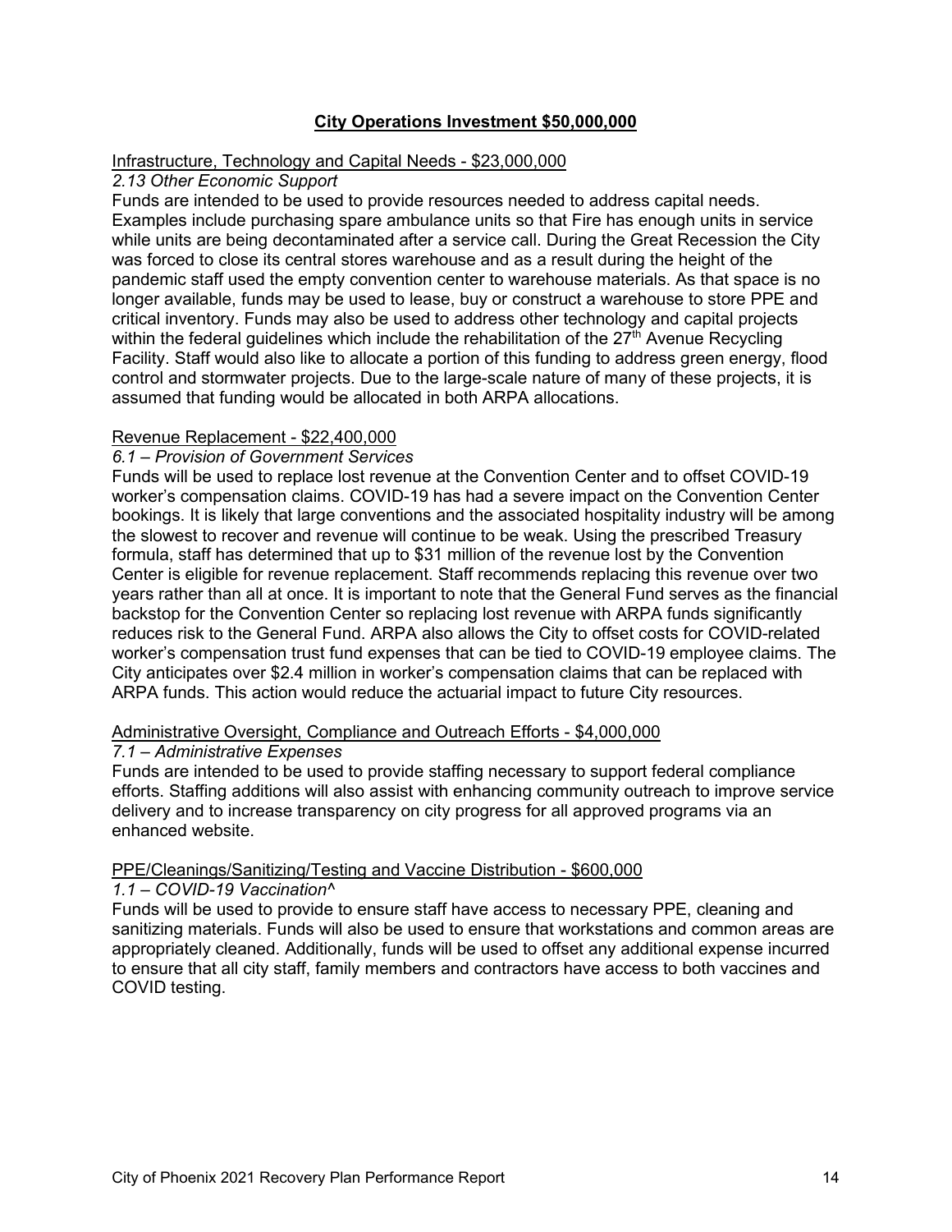## City Operations Investment $50,000,000

### Infrastructure, Technology and Capital Needs - $23,000,000

*2.13 Other Economic Support*

Funds are intended to be used to provide resources needed to address capital needs. Examples include purchasing spare ambulance units so that Fire has enough units in service while units are being decontaminated after a service call. During the Great Recession the City was forced to close its central stores warehouse and as a result during the height of the pandemic staff used the empty convention center to warehouse materials. As that space is no longer available, funds may be used to lease, buy or construct a warehouse to store PPE and critical inventory. Funds may also be used to address other technology and capital projects within the federal guidelines which include the rehabilitation of the 27th Avenue Recycling Facility. Staff would also like to allocate a portion of this funding to address green energy, flood control and stormwater projects. Due to the large-scale nature of many of these projects, it is assumed that funding would be allocated in both ARPA allocations.

### Revenue Replacement - $22,400,000

*6.1 – Provision of Government Services*

Funds will be used to replace lost revenue at the Convention Center and to offset COVID-19 worker's compensation claims. COVID-19 has had a severe impact on the Convention Center bookings. It is likely that large conventions and the associated hospitality industry will be among the slowest to recover and revenue will continue to be weak. Using the prescribed Treasury formula, staff has determined that up to $31 million of the revenue lost by the Convention Center is eligible for revenue replacement. Staff recommends replacing this revenue over two years rather than all at once. It is important to note that the General Fund serves as the financial backstop for the Convention Center so replacing lost revenue with ARPA funds significantly reduces risk to the General Fund. ARPA also allows the City to offset costs for COVID-related worker's compensation trust fund expenses that can be tied to COVID-19 employee claims. The City anticipates over $2.4 million in worker's compensation claims that can be replaced with ARPA funds. This action would reduce the actuarial impact to future City resources.

### Administrative Oversight, Compliance and Outreach Efforts - $4,000,000

*7.1 – Administrative Expenses*

Funds are intended to be used to provide staffing necessary to support federal compliance efforts. Staffing additions will also assist with enhancing community outreach to improve service delivery and to increase transparency on city progress for all approved programs via an enhanced website.

### PPE/Cleanings/Sanitizing/Testing and Vaccine Distribution - $600,000

*1.1 – COVID-19 Vaccination^*

Funds will be used to provide to ensure staff have access to necessary PPE, cleaning and sanitizing materials. Funds will also be used to ensure that workstations and common areas are appropriately cleaned. Additionally, funds will be used to offset any additional expense incurred to ensure that all city staff, family members and contractors have access to both vaccines and COVID testing.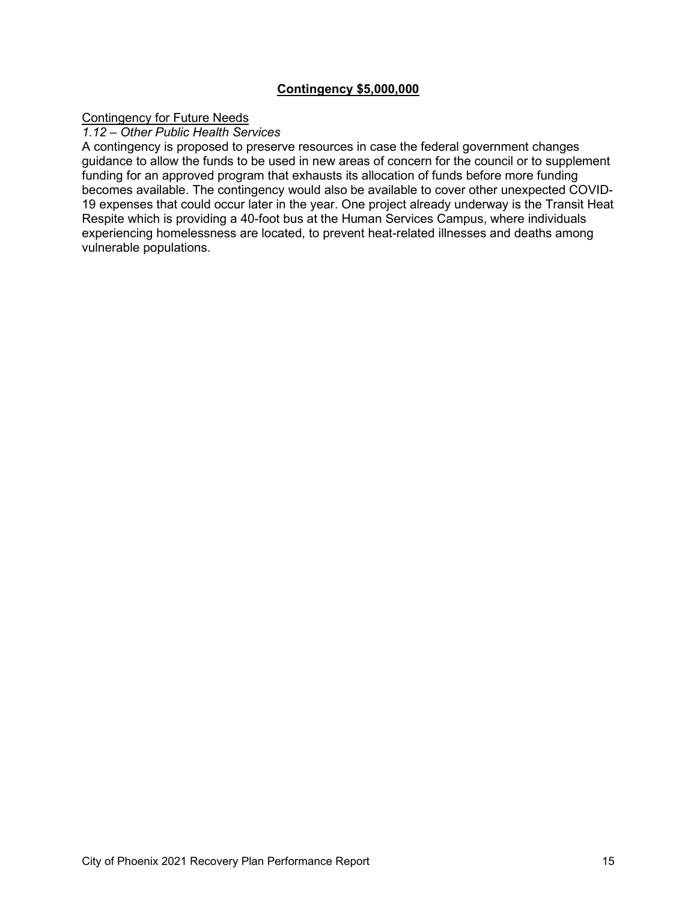## **Contingency $5,000,000**

Contingency for Future Needs

*1.12 – Other Public Health Services*

A contingency is proposed to preserve resources in case the federal government changes guidance to allow the funds to be used in new areas of concern for the council or to supplement funding for an approved program that exhausts its allocation of funds before more funding becomes available. The contingency would also be available to cover other unexpected COVID-19 expenses that could occur later in the year. One project already underway is the Transit Heat Respite which is providing a 40-foot bus at the Human Services Campus, where individuals experiencing homelessness are located, to prevent heat-related illnesses and deaths among vulnerable populations.